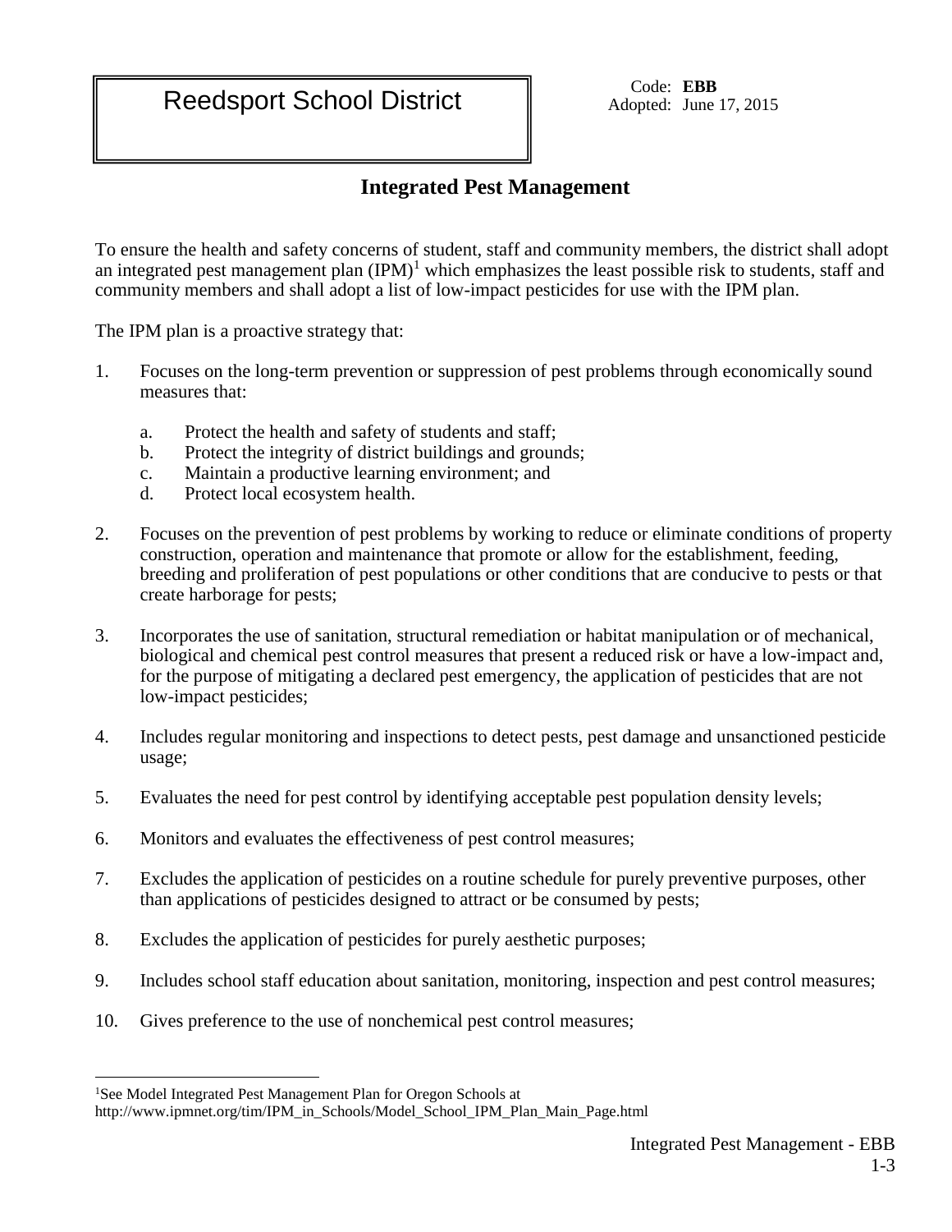# Reedsport School District

Code: **EBB**
Adopted: June 17, 2015

## Integrated Pest Management

To ensure the health and safety concerns of student, staff and community members, the district shall adopt an integrated pest management plan (IPM)[1] which emphasizes the least possible risk to students, staff and community members and shall adopt a list of low-impact pesticides for use with the IPM plan.

The IPM plan is a proactive strategy that:

1. Focuses on the long-term prevention or suppression of pest problems through economically sound measures that:
   a. Protect the health and safety of students and staff;
   b. Protect the integrity of district buildings and grounds;
   c. Maintain a productive learning environment; and
   d. Protect local ecosystem health.

2. Focuses on the prevention of pest problems by working to reduce or eliminate conditions of property construction, operation and maintenance that promote or allow for the establishment, feeding, breeding and proliferation of pest populations or other conditions that are conducive to pests or that create harborage for pests;

3. Incorporates the use of sanitation, structural remediation or habitat manipulation or of mechanical, biological and chemical pest control measures that present a reduced risk or have a low-impact and, for the purpose of mitigating a declared pest emergency, the application of pesticides that are not low-impact pesticides;

4. Includes regular monitoring and inspections to detect pests, pest damage and unsanctioned pesticide usage;

5. Evaluates the need for pest control by identifying acceptable pest population density levels;

6. Monitors and evaluates the effectiveness of pest control measures;

7. Excludes the application of pesticides on a routine schedule for purely preventive purposes, other than applications of pesticides designed to attract or be consumed by pests;

8. Excludes the application of pesticides for purely aesthetic purposes;

9. Includes school staff education about sanitation, monitoring, inspection and pest control measures;

10. Gives preference to the use of nonchemical pest control measures;

---

[1] See Model Integrated Pest Management Plan for Oregon Schools at http://www.ipmnet.org/tim/IPM_in_Schools/Model_School_IPM_Plan_Main_Page.html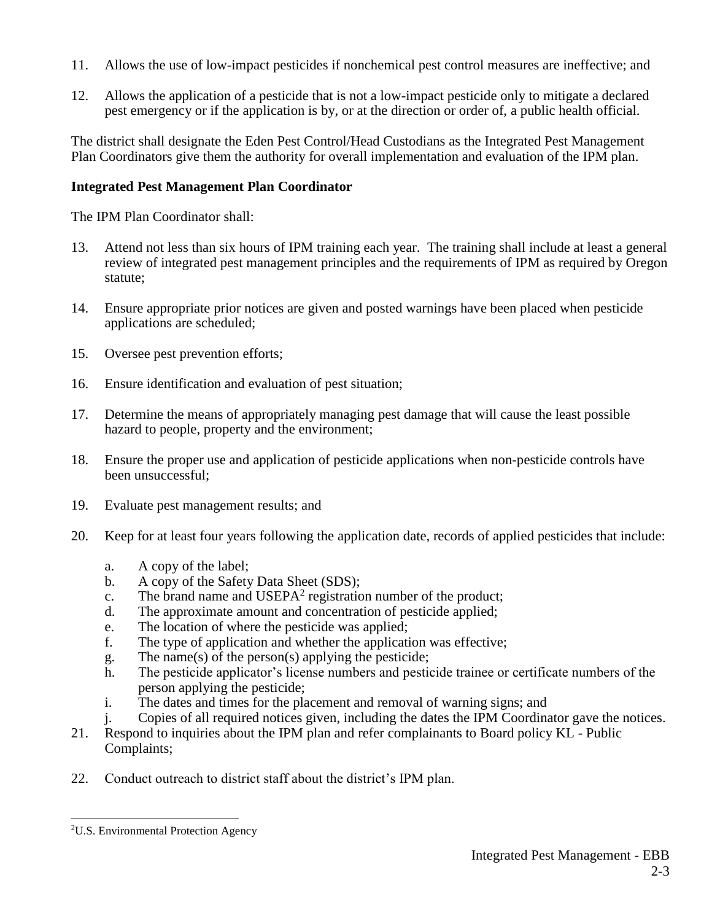11. Allows the use of low-impact pesticides if nonchemical pest control measures are ineffective; and

12. Allows the application of a pesticide that is not a low-impact pesticide only to mitigate a declared pest emergency or if the application is by, or at the direction or order of, a public health official.

The district shall designate the Eden Pest Control/Head Custodians as the Integrated Pest Management Plan Coordinators give them the authority for overall implementation and evaluation of the IPM plan.

**Integrated Pest Management Plan Coordinator**

The IPM Plan Coordinator shall:

13. Attend not less than six hours of IPM training each year. The training shall include at least a general review of integrated pest management principles and the requirements of IPM as required by Oregon statute;

14. Ensure appropriate prior notices are given and posted warnings have been placed when pesticide applications are scheduled;

15. Oversee pest prevention efforts;

16. Ensure identification and evaluation of pest situation;

17. Determine the means of appropriately managing pest damage that will cause the least possible hazard to people, property and the environment;

18. Ensure the proper use and application of pesticide applications when non-pesticide controls have been unsuccessful;

19. Evaluate pest management results; and

20. Keep for at least four years following the application date, records of applied pesticides that include:

    a. A copy of the label;
    b. A copy of the Safety Data Sheet (SDS);
    c. The brand name and USEPA[2] registration number of the product;
    d. The approximate amount and concentration of pesticide applied;
    e. The location of where the pesticide was applied;
    f. The type of application and whether the application was effective;
    g. The name(s) of the person(s) applying the pesticide;
    h. The pesticide applicator's license numbers and pesticide trainee or certificate numbers of the person applying the pesticide;
    i. The dates and times for the placement and removal of warning signs; and
    j. Copies of all required notices given, including the dates the IPM Coordinator gave the notices.

21. Respond to inquiries about the IPM plan and refer complainants to Board policy KL - Public Complaints;

22. Conduct outreach to district staff about the district's IPM plan.

---

[2]U.S. Environmental Protection Agency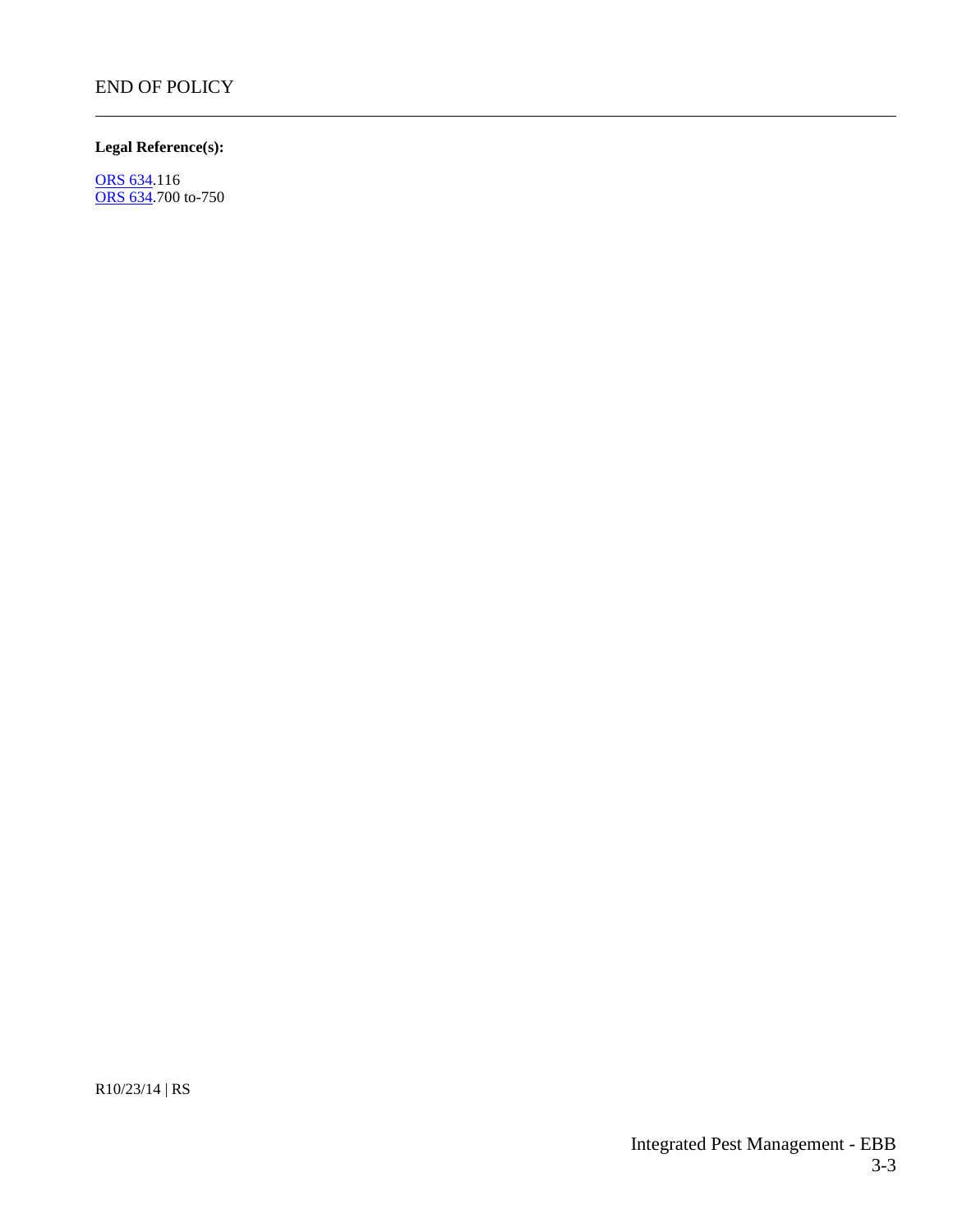END OF POLICY

---

**Legal Reference(s):**

ORS 634.116
ORS 634.700 to-750

R10/23/14 | RS